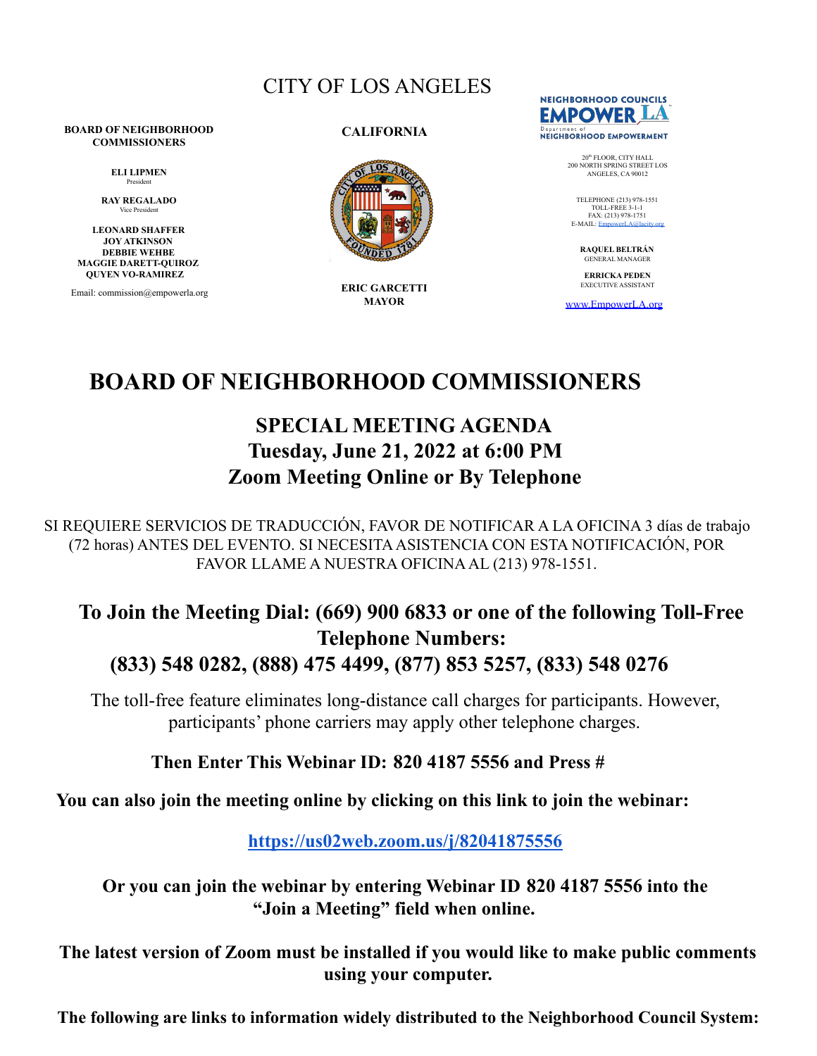CITY OF LOS ANGELES

**BOARD OF NEIGHBORHOOD COMMISSIONERS**

**ELI LIPMEN**
President

**RAY REGALADO**
Vice President

**LEONARD SHAFFER**
**JOY ATKINSON**
**DEBBIE WEHBE**
**MAGGIE DARETT-QUIROZ**
**QUYEN VO-RAMIREZ**

Email: commission@empowerla.org

**CALIFORNIA**

**ERIC GARCETTI**
**MAYOR**

NEIGHBORHOOD COUNCILS EMPOWER LA
Department of NEIGHBORHOOD EMPOWERMENT

20th FLOOR, CITY HALL
200 NORTH SPRING STREET LOS ANGELES, CA 90012

TELEPHONE (213) 978-1551
TOLL-FREE 3-1-1
FAX: (213) 978-1751
E-MAIL: EmpowerLA@lacity.org

**RAQUEL BELTRÁN**
GENERAL MANAGER

**ERRICKA PEDEN**
EXECUTIVE ASSISTANT

www.EmpowerLA.org

# BOARD OF NEIGHBORHOOD COMMISSIONERS

## SPECIAL MEETING AGENDA
## Tuesday, June 21, 2022 at 6:00 PM
## Zoom Meeting Online or By Telephone

SI REQUIERE SERVICIOS DE TRADUCCIÓN, FAVOR DE NOTIFICAR A LA OFICINA 3 días de trabajo (72 horas) ANTES DEL EVENTO. SI NECESITA ASISTENCIA CON ESTA NOTIFICACIÓN, POR FAVOR LLAME A NUESTRA OFICINA AL (213) 978-1551.

**To Join the Meeting Dial: (669) 900 6833 or one of the following Toll-Free Telephone Numbers:**
**(833) 548 0282, (888) 475 4499, (877) 853 5257, (833) 548 0276**

The toll-free feature eliminates long-distance call charges for participants. However, participants' phone carriers may apply other telephone charges.

**Then Enter This Webinar ID: 820 4187 5556 and Press #**

**You can also join the meeting online by clicking on this link to join the webinar:**

**https://us02web.zoom.us/j/82041875556**

**Or you can join the webinar by entering Webinar ID 820 4187 5556 into the "Join a Meeting" field when online.**

**The latest version of Zoom must be installed if you would like to make public comments using your computer.**

**The following are links to information widely distributed to the Neighborhood Council System:**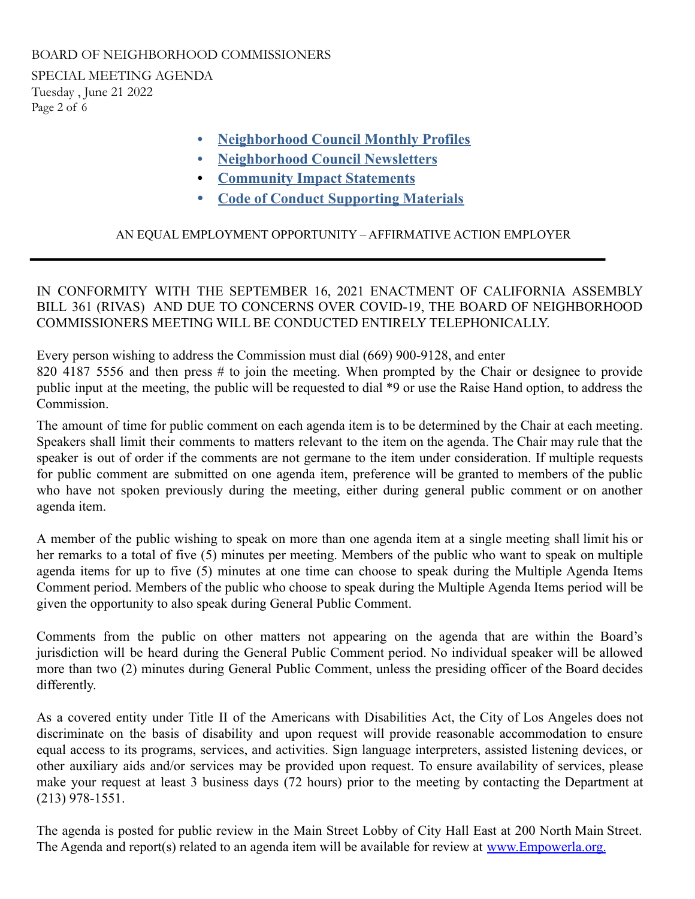- **Neighborhood Council Monthly Profiles**
- **Neighborhood Council Newsletters**
- **Community Impact Statements**
- **Code of Conduct Supporting Materials**

AN EQUAL EMPLOYMENT OPPORTUNITY – AFFIRMATIVE ACTION EMPLOYER

---

IN CONFORMITY WITH THE SEPTEMBER 16, 2021 ENACTMENT OF CALIFORNIA ASSEMBLY BILL 361 (RIVAS) AND DUE TO CONCERNS OVER COVID-19, THE BOARD OF NEIGHBORHOOD COMMISSIONERS MEETING WILL BE CONDUCTED ENTIRELY TELEPHONICALLY.

Every person wishing to address the Commission must dial (669) 900-9128, and enter 820 4187 5556 and then press # to join the meeting. When prompted by the Chair or designee to provide public input at the meeting, the public will be requested to dial *9 or use the Raise Hand option, to address the Commission.

The amount of time for public comment on each agenda item is to be determined by the Chair at each meeting. Speakers shall limit their comments to matters relevant to the item on the agenda. The Chair may rule that the speaker is out of order if the comments are not germane to the item under consideration. If multiple requests for public comment are submitted on one agenda item, preference will be granted to members of the public who have not spoken previously during the meeting, either during general public comment or on another agenda item.

A member of the public wishing to speak on more than one agenda item at a single meeting shall limit his or her remarks to a total of five (5) minutes per meeting. Members of the public who want to speak on multiple agenda items for up to five (5) minutes at one time can choose to speak during the Multiple Agenda Items Comment period. Members of the public who choose to speak during the Multiple Agenda Items period will be given the opportunity to also speak during General Public Comment.

Comments from the public on other matters not appearing on the agenda that are within the Board's jurisdiction will be heard during the General Public Comment period. No individual speaker will be allowed more than two (2) minutes during General Public Comment, unless the presiding officer of the Board decides differently.

As a covered entity under Title II of the Americans with Disabilities Act, the City of Los Angeles does not discriminate on the basis of disability and upon request will provide reasonable accommodation to ensure equal access to its programs, services, and activities. Sign language interpreters, assisted listening devices, or other auxiliary aids and/or services may be provided upon request. To ensure availability of services, please make your request at least 3 business days (72 hours) prior to the meeting by contacting the Department at (213) 978-1551.

The agenda is posted for public review in the Main Street Lobby of City Hall East at 200 North Main Street. The Agenda and report(s) related to an agenda item will be available for review at www.Empowerla.org.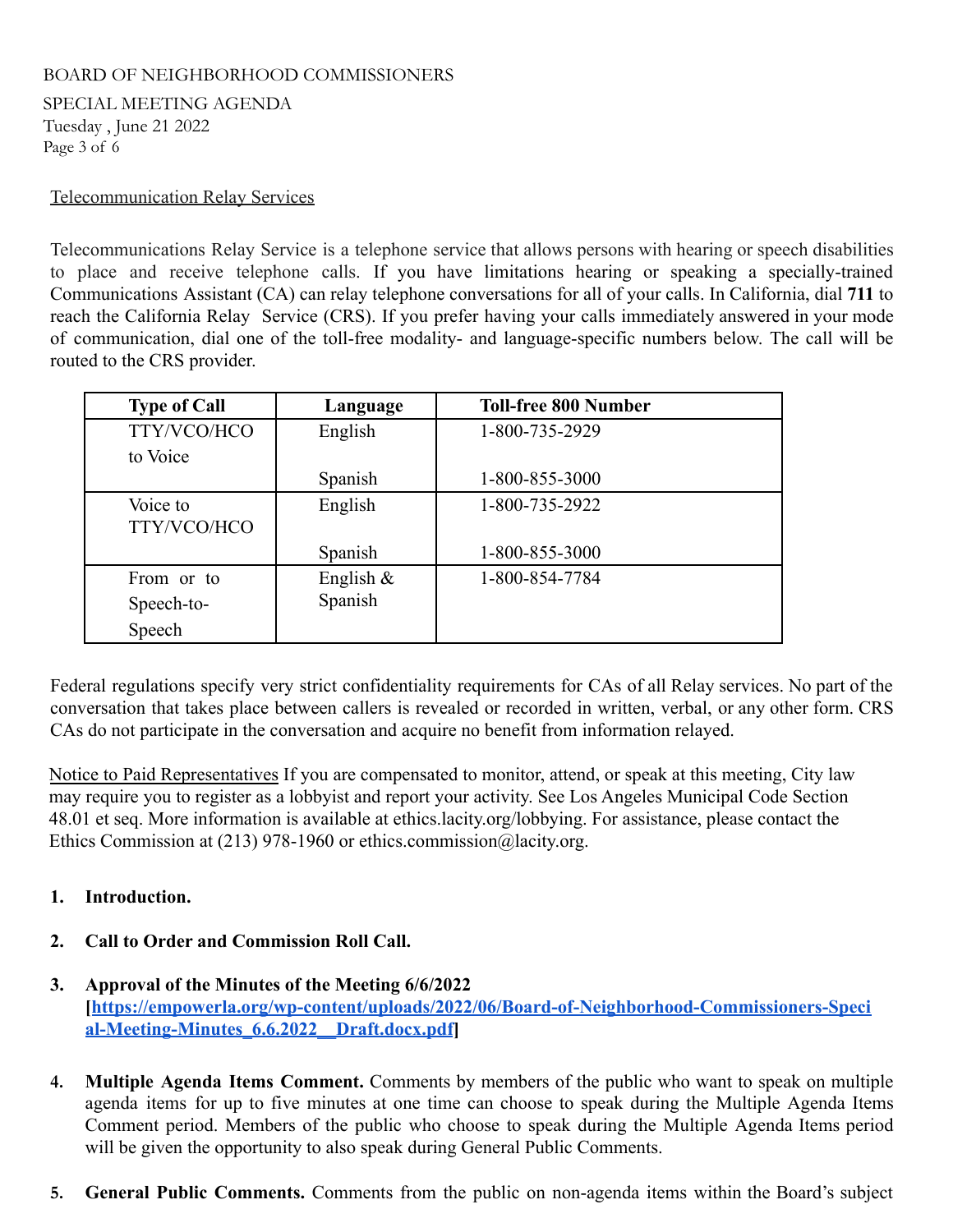Telecommunication Relay Services

Telecommunications Relay Service is a telephone service that allows persons with hearing or speech disabilities to place and receive telephone calls. If you have limitations hearing or speaking a specially-trained Communications Assistant (CA) can relay telephone conversations for all of your calls. In California, dial **711** to reach the California Relay Service (CRS). If you prefer having your calls immediately answered in your mode of communication, dial one of the toll-free modality- and language-specific numbers below. The call will be routed to the CRS provider.

| Type of Call | Language | Toll-free 800 Number |
|---|---|---|
| TTY/VCO/HCO to Voice | English | 1-800-735-2929 |
| | Spanish | 1-800-855-3000 |
| Voice to TTY/VCO/HCO | English | 1-800-735-2922 |
| | Spanish | 1-800-855-3000 |
| From or to Speech-to-Speech | English & Spanish | 1-800-854-7784 |

Federal regulations specify very strict confidentiality requirements for CAs of all Relay services. No part of the conversation that takes place between callers is revealed or recorded in written, verbal, or any other form. CRS CAs do not participate in the conversation and acquire no benefit from information relayed.

Notice to Paid Representatives If you are compensated to monitor, attend, or speak at this meeting, City law may require you to register as a lobbyist and report your activity. See Los Angeles Municipal Code Section 48.01 et seq. More information is available at ethics.lacity.org/lobbying. For assistance, please contact the Ethics Commission at (213) 978-1960 or ethics.commission@lacity.org.

1. **Introduction.**

2. **Call to Order and Commission Roll Call.**

3. **Approval of the Minutes of the Meeting 6/6/2022 [https://empowerla.org/wp-content/uploads/2022/06/Board-of-Neighborhood-Commissioners-Special-Meeting-Minutes_6.6.2022__Draft.docx.pdf]**

4. **Multiple Agenda Items Comment.** Comments by members of the public who want to speak on multiple agenda items for up to five minutes at one time can choose to speak during the Multiple Agenda Items Comment period. Members of the public who choose to speak during the Multiple Agenda Items period will be given the opportunity to also speak during General Public Comments.

5. **General Public Comments.** Comments from the public on non-agenda items within the Board's subject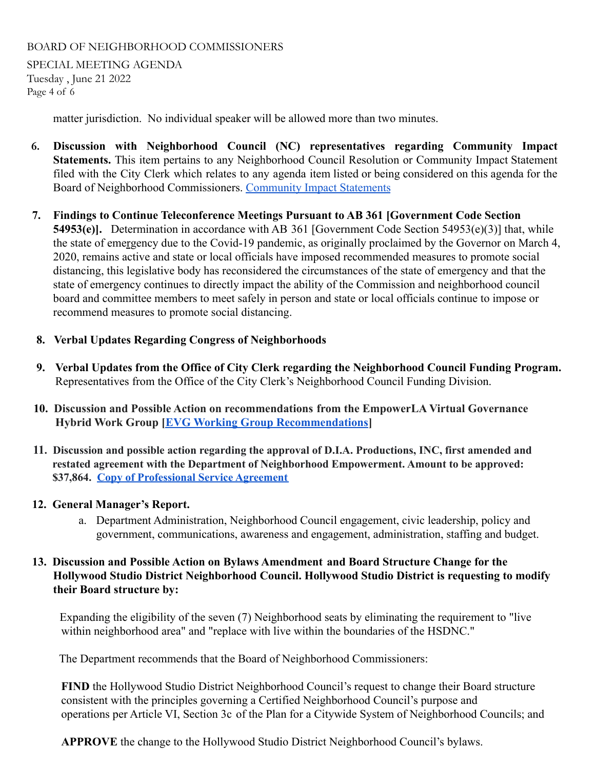matter jurisdiction. No individual speaker will be allowed more than two minutes.

6. **Discussion with Neighborhood Council (NC) representatives regarding Community Impact Statements.** This item pertains to any Neighborhood Council Resolution or Community Impact Statement filed with the City Clerk which relates to any agenda item listed or being considered on this agenda for the Board of Neighborhood Commissioners. Community Impact Statements

7. **Findings to Continue Teleconference Meetings Pursuant to AB 361 [Government Code Section 54953(e)].** Determination in accordance with AB 361 [Government Code Section 54953(e)(3)] that, while the state of emergency due to the Covid-19 pandemic, as originally proclaimed by the Governor on March 4, 2020, remains active and state or local officials have imposed recommended measures to promote social distancing, this legislative body has reconsidered the circumstances of the state of emergency and that the state of emergency continues to directly impact the ability of the Commission and neighborhood council board and committee members to meet safely in person and state or local officials continue to impose or recommend measures to promote social distancing.

8. **Verbal Updates Regarding Congress of Neighborhoods**

9. **Verbal Updates from the Office of City Clerk regarding the Neighborhood Council Funding Program.** Representatives from the Office of the City Clerk's Neighborhood Council Funding Division.

10. **Discussion and Possible Action on recommendations from the EmpowerLA Virtual Governance Hybrid Work Group [EVG Working Group Recommendations]**

11. **Discussion and possible action regarding the approval of D.I.A. Productions, INC, first amended and restated agreement with the Department of Neighborhood Empowerment. Amount to be approved: $37,864. Copy of Professional Service Agreement**

12. **General Manager's Report.**
    a. Department Administration, Neighborhood Council engagement, civic leadership, policy and government, communications, awareness and engagement, administration, staffing and budget.

13. **Discussion and Possible Action on Bylaws Amendment and Board Structure Change for the Hollywood Studio District Neighborhood Council. Hollywood Studio District is requesting to modify their Board structure by:**

    Expanding the eligibility of the seven (7) Neighborhood seats by eliminating the requirement to "live within neighborhood area" and "replace with live within the boundaries of the HSDNC."

    The Department recommends that the Board of Neighborhood Commissioners:

    **FIND** the Hollywood Studio District Neighborhood Council's request to change their Board structure consistent with the principles governing a Certified Neighborhood Council's purpose and operations per Article VI, Section 3c of the Plan for a Citywide System of Neighborhood Councils; and

    **APPROVE** the change to the Hollywood Studio District Neighborhood Council's bylaws.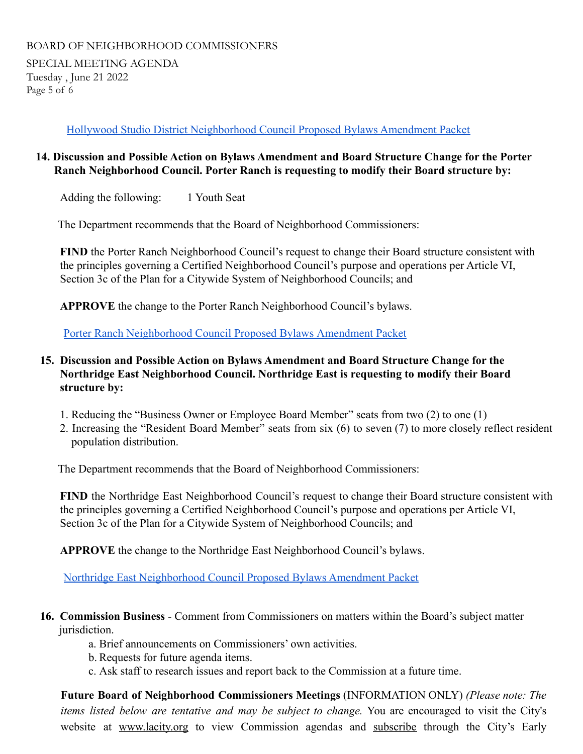[Hollywood Studio District Neighborhood Council Proposed Bylaws Amendment Packet]

**14. Discussion and Possible Action on Bylaws Amendment and Board Structure Change for the Porter Ranch Neighborhood Council. Porter Ranch is requesting to modify their Board structure by:**

Adding the following: 1 Youth Seat

The Department recommends that the Board of Neighborhood Commissioners:

**FIND** the Porter Ranch Neighborhood Council's request to change their Board structure consistent with the principles governing a Certified Neighborhood Council's purpose and operations per Article VI, Section 3c of the Plan for a Citywide System of Neighborhood Councils; and

**APPROVE** the change to the Porter Ranch Neighborhood Council's bylaws.

[Porter Ranch Neighborhood Council Proposed Bylaws Amendment Packet]

**15. Discussion and Possible Action on Bylaws Amendment and Board Structure Change for the Northridge East Neighborhood Council. Northridge East is requesting to modify their Board structure by:**

1. Reducing the "Business Owner or Employee Board Member" seats from two (2) to one (1)
2. Increasing the "Resident Board Member" seats from six (6) to seven (7) to more closely reflect resident population distribution.

The Department recommends that the Board of Neighborhood Commissioners:

**FIND** the Northridge East Neighborhood Council's request to change their Board structure consistent with the principles governing a Certified Neighborhood Council's purpose and operations per Article VI, Section 3c of the Plan for a Citywide System of Neighborhood Councils; and

**APPROVE** the change to the Northridge East Neighborhood Council's bylaws.

[Northridge East Neighborhood Council Proposed Bylaws Amendment Packet]

**16. Commission Business** - Comment from Commissioners on matters within the Board's subject matter jurisdiction.

a. Brief announcements on Commissioners' own activities.
b. Requests for future agenda items.
c. Ask staff to research issues and report back to the Commission at a future time.

**Future Board of Neighborhood Commissioners Meetings** (INFORMATION ONLY) *(Please note: The items listed below are tentative and may be subject to change.* You are encouraged to visit the City's website at www.lacity.org to view Commission agendas and subscribe through the City's Early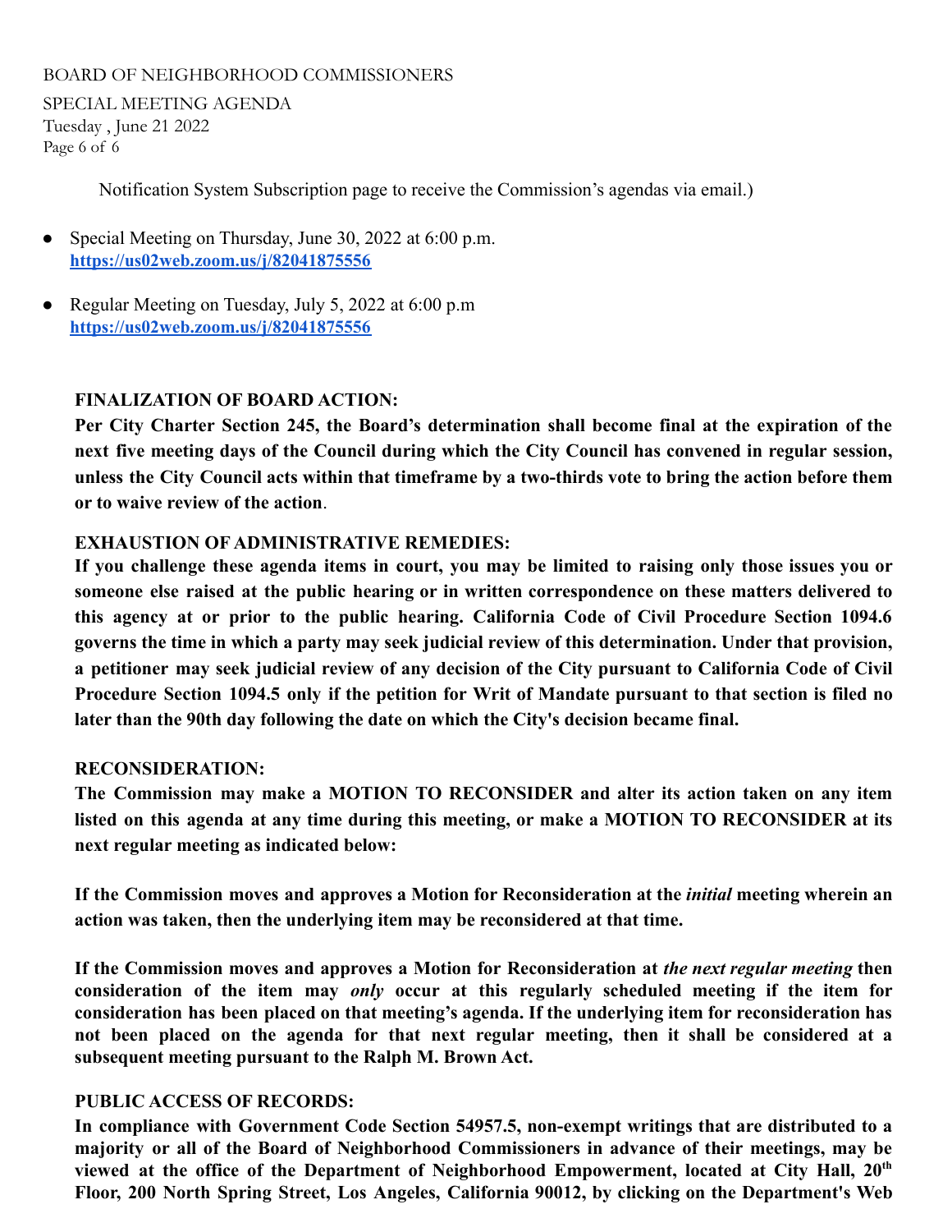Notification System Subscription page to receive the Commission's agendas via email.)

- Special Meeting on Thursday, June 30, 2022 at 6:00 p.m.
  **https://us02web.zoom.us/j/82041875556**

- Regular Meeting on Tuesday, July 5, 2022 at 6:00 p.m
  **https://us02web.zoom.us/j/82041875556**

**FINALIZATION OF BOARD ACTION:**

**Per City Charter Section 245, the Board's determination shall become final at the expiration of the next five meeting days of the Council during which the City Council has convened in regular session, unless the City Council acts within that timeframe by a two-thirds vote to bring the action before them or to waive review of the action**.

**EXHAUSTION OF ADMINISTRATIVE REMEDIES:**

**If you challenge these agenda items in court, you may be limited to raising only those issues you or someone else raised at the public hearing or in written correspondence on these matters delivered to this agency at or prior to the public hearing. California Code of Civil Procedure Section 1094.6 governs the time in which a party may seek judicial review of this determination. Under that provision, a petitioner may seek judicial review of any decision of the City pursuant to California Code of Civil Procedure Section 1094.5 only if the petition for Writ of Mandate pursuant to that section is filed no later than the 90th day following the date on which the City's decision became final.**

**RECONSIDERATION:**

**The Commission may make a MOTION TO RECONSIDER and alter its action taken on any item listed on this agenda at any time during this meeting, or make a MOTION TO RECONSIDER at its next regular meeting as indicated below:**

**If the Commission moves and approves a Motion for Reconsideration at the *initial* meeting wherein an action was taken, then the underlying item may be reconsidered at that time.**

**If the Commission moves and approves a Motion for Reconsideration at *the next regular meeting* then consideration of the item may *only* occur at this regularly scheduled meeting if the item for consideration has been placed on that meeting's agenda. If the underlying item for reconsideration has not been placed on the agenda for that next regular meeting, then it shall be considered at a subsequent meeting pursuant to the Ralph M. Brown Act.**

**PUBLIC ACCESS OF RECORDS:**

**In compliance with Government Code Section 54957.5, non-exempt writings that are distributed to a majority or all of the Board of Neighborhood Commissioners in advance of their meetings, may be viewed at the office of the Department of Neighborhood Empowerment, located at City Hall, 20th Floor, 200 North Spring Street, Los Angeles, California 90012, by clicking on the Department's Web**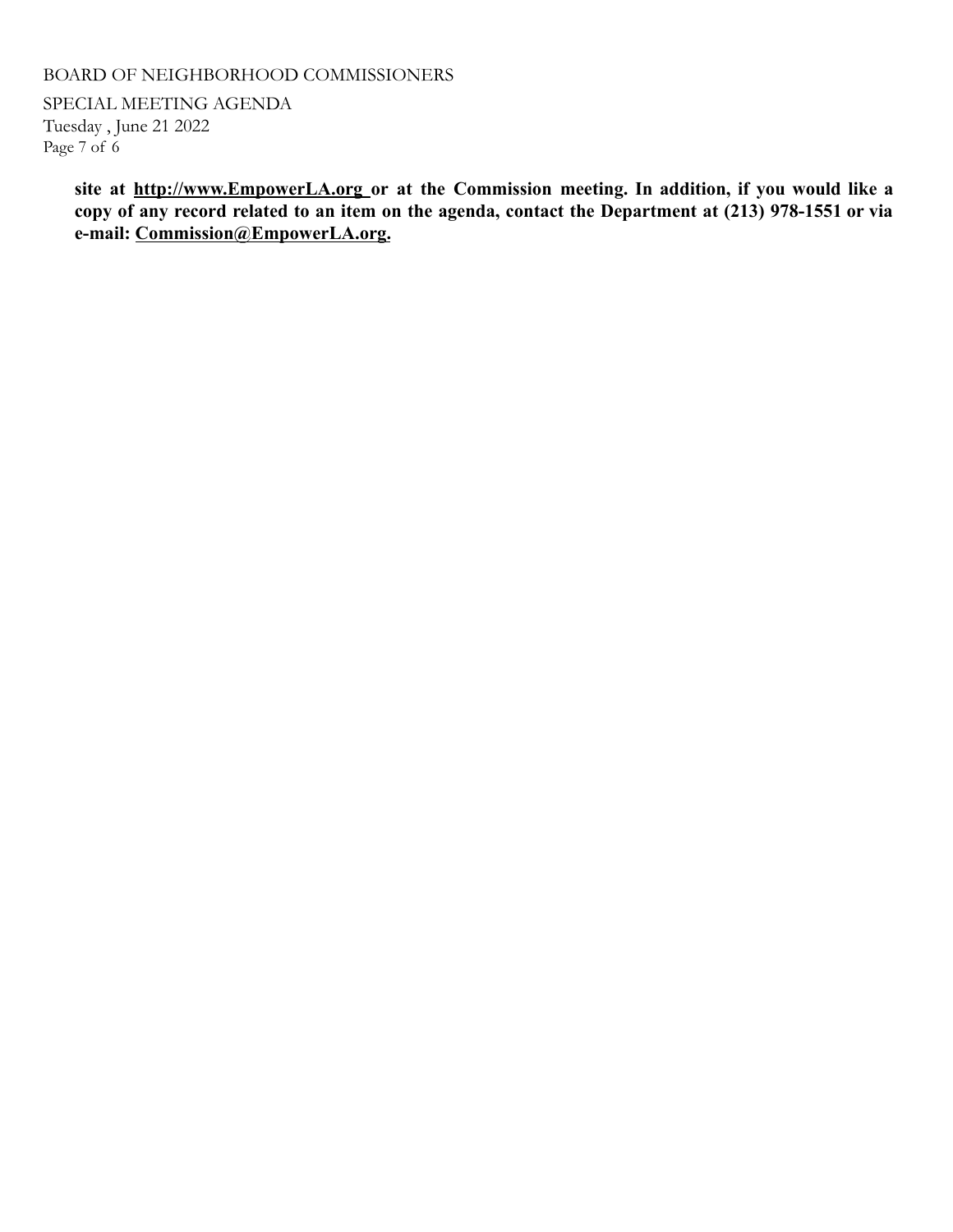**site at http://www.EmpowerLA.org or at the Commission meeting. In addition, if you would like a copy of any record related to an item on the agenda, contact the Department at (213) 978-1551 or via e-mail: Commission@EmpowerLA.org.**